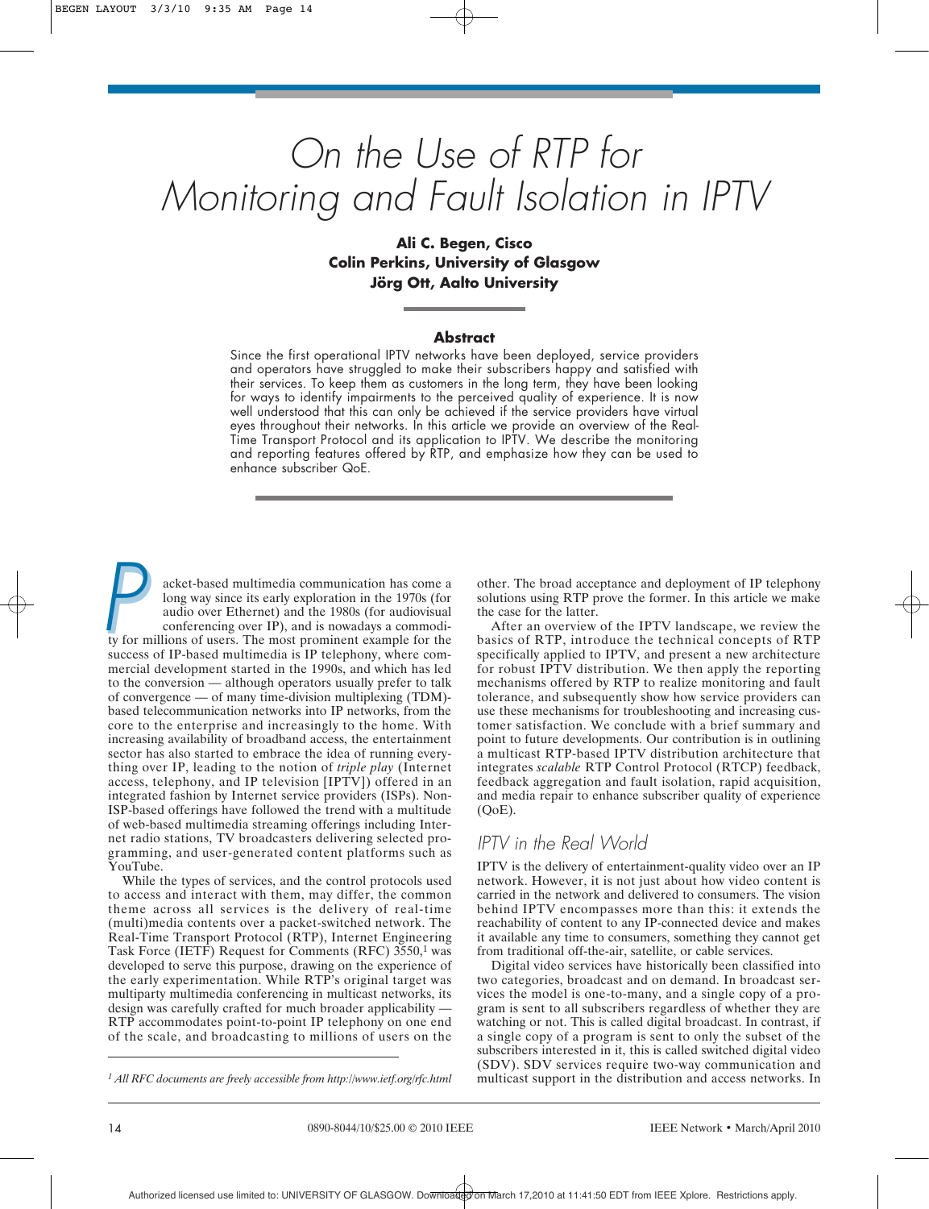# On the Use of RTP for Monitoring and Fault Isolation in IPTV

**Ali C. Begen, Cisco**
**Colin Perkins, University of Glasgow**
**Jörg Ott, Aalto University**

## Abstract

Since the first operational IPTV networks have been deployed, service providers and operators have struggled to make their subscribers happy and satisfied with their services. To keep them as customers in the long term, they have been looking for ways to identify impairments to the perceived quality of experience. It is now well understood that this can only be achieved if the service providers have virtual eyes throughout their networks. In this article we provide an overview of the Real-Time Transport Protocol and its application to IPTV. We describe the monitoring and reporting features offered by RTP, and emphasize how they can be used to enhance subscriber QoE.

Packet-based multimedia communication has come a long way since its early exploration in the 1970s (for audio over Ethernet) and the 1980s (for audiovisual conferencing over IP), and is nowadays a commodity for millions of users. The most prominent example for the success of IP-based multimedia is IP telephony, where commercial development started in the 1990s, and which has led to the conversion — although operators usually prefer to talk of convergence — of many time-division multiplexing (TDM)-based telecommunication networks into IP networks, from the core to the enterprise and increasingly to the home. With increasing availability of broadband access, the entertainment sector has also started to embrace the idea of running everything over IP, leading to the notion of *triple play* (Internet access, telephony, and IP television [IPTV]) offered in an integrated fashion by Internet service providers (ISPs). Non-ISP-based offerings have followed the trend with a multitude of web-based multimedia streaming offerings including Internet radio stations, TV broadcasters delivering selected programming, and user-generated content platforms such as YouTube.

While the types of services, and the control protocols used to access and interact with them, may differ, the common theme across all services is the delivery of real-time (multi)media contents over a packet-switched network. The Real-Time Transport Protocol (RTP), Internet Engineering Task Force (IETF) Request for Comments (RFC) 3550,[1] was developed to serve this purpose, drawing on the experience of the early experimentation. While RTP's original target was multiparty multimedia conferencing in multicast networks, its design was carefully crafted for much broader applicability — RTP accommodates point-to-point IP telephony on one end of the scale, and broadcasting to millions of users on the other. The broad acceptance and deployment of IP telephony solutions using RTP prove the former. In this article we make the case for the latter.

After an overview of the IPTV landscape, we review the basics of RTP, introduce the technical concepts of RTP specifically applied to IPTV, and present a new architecture for robust IPTV distribution. We then apply the reporting mechanisms offered by RTP to realize monitoring and fault tolerance, and subsequently show how service providers can use these mechanisms for troubleshooting and increasing customer satisfaction. We conclude with a brief summary and point to future developments. Our contribution is in outlining a multicast RTP-based IPTV distribution architecture that integrates *scalable* RTP Control Protocol (RTCP) feedback, feedback aggregation and fault isolation, rapid acquisition, and media repair to enhance subscriber quality of experience (QoE).

[1] *All RFC documents are freely accessible from http://www.ietf.org/rfc.html*

## IPTV in the Real World

IPTV is the delivery of entertainment-quality video over an IP network. However, it is not just about how video content is carried in the network and delivered to consumers. The vision behind IPTV encompasses more than this: it extends the reachability of content to any IP-connected device and makes it available any time to consumers, something they cannot get from traditional off-the-air, satellite, or cable services.

Digital video services have historically been classified into two categories, broadcast and on demand. In broadcast services the model is one-to-many, and a single copy of a program is sent to all subscribers regardless of whether they are watching or not. This is called digital broadcast. In contrast, if a single copy of a program is sent to only the subset of the subscribers interested in it, this is called switched digital video (SDV). SDV services require two-way communication and multicast support in the distribution and access networks. In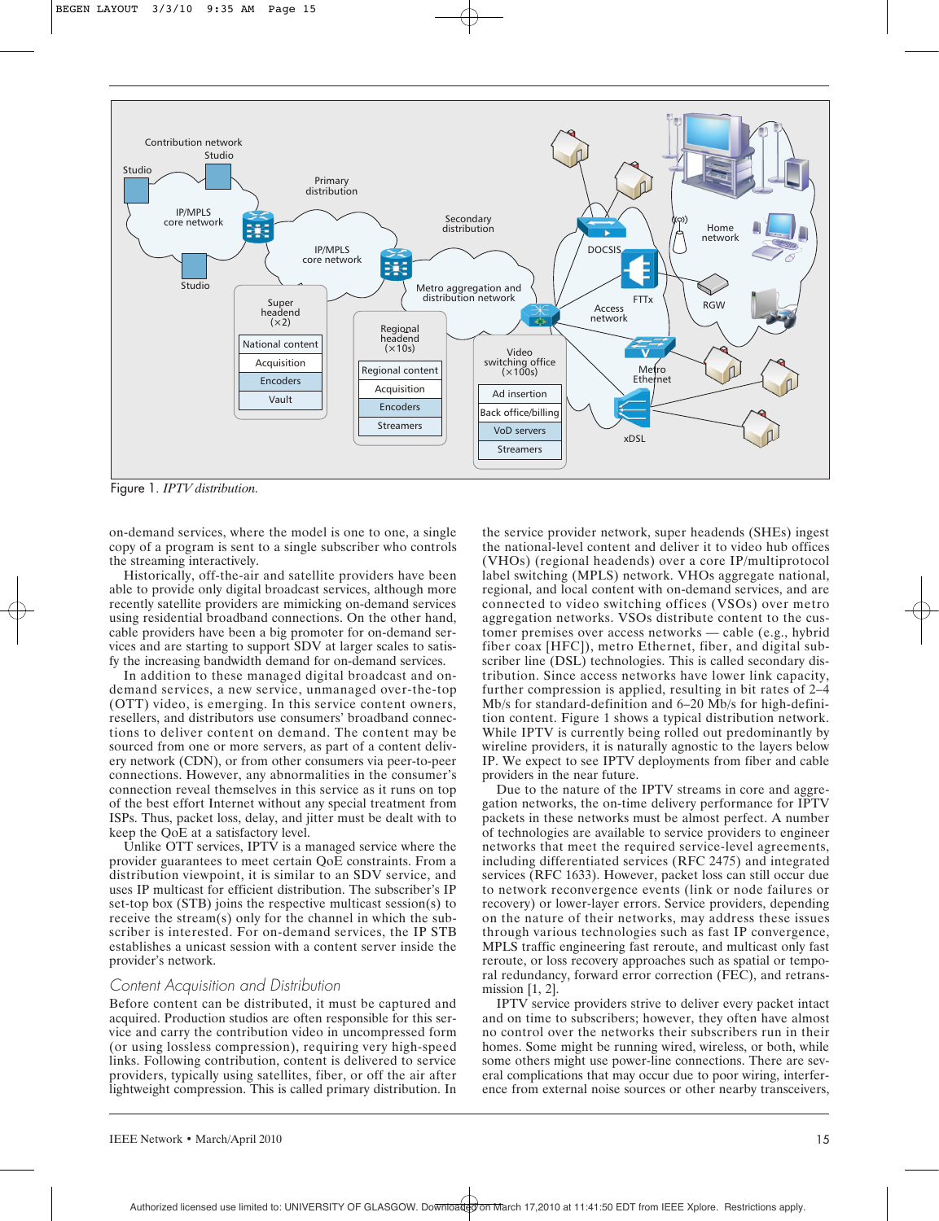Contribution network

Studio

Studio

Studio

IP/MPLS core network

Primary distribution

IP/MPLS core network

Secondary distribution

Metro aggregation and distribution network

Super headend (×2)

National content

Acquisition

Encoders

Vault

Regional headend (×10s)

Regional content

Acquisition

Encoders

Streamers

Video switching office (×100s)

Ad insertion

Back office/billing

VoD servers

Streamers

DOCSIS

FTTx

Access network

Metro Ethernet

xDSL

Home network

RGW

Figure 1. *IPTV distribution.*

on-demand services, where the model is one to one, a single copy of a program is sent to a single subscriber who controls the streaming interactively.

Historically, off-the-air and satellite providers have been able to provide only digital broadcast services, although more recently satellite providers are mimicking on-demand services using residential broadband connections. On the other hand, cable providers have been a big promoter for on-demand services and are starting to support SDV at larger scales to satisfy the increasing bandwidth demand for on-demand services.

In addition to these managed digital broadcast and on-demand services, a new service, unmanaged over-the-top (OTT) video, is emerging. In this service content owners, resellers, and distributors use consumers' broadband connections to deliver content on demand. The content may be sourced from one or more servers, as part of a content delivery network (CDN), or from other consumers via peer-to-peer connections. However, any abnormalities in the consumer's connection reveal themselves in this service as it runs on top of the best effort Internet without any special treatment from ISPs. Thus, packet loss, delay, and jitter must be dealt with to keep the QoE at a satisfactory level.

Unlike OTT services, IPTV is a managed service where the provider guarantees to meet certain QoE constraints. From a distribution viewpoint, it is similar to an SDV service, and uses IP multicast for efficient distribution. The subscriber's IP set-top box (STB) joins the respective multicast session(s) to receive the stream(s) only for the channel in which the subscriber is interested. For on-demand services, the IP STB establishes a unicast session with a content server inside the provider's network.

## Content Acquisition and Distribution

Before content can be distributed, it must be captured and acquired. Production studios are often responsible for this service and carry the contribution video in uncompressed form (or using lossless compression), requiring very high-speed links. Following contribution, content is delivered to service providers, typically using satellites, fiber, or off the air after lightweight compression. This is called primary distribution. In the service provider network, super headends (SHEs) ingest the national-level content and deliver it to video hub offices (VHOs) (regional headends) over a core IP/multiprotocol label switching (MPLS) network. VHOs aggregate national, regional, and local content with on-demand services, and are connected to video switching offices (VSOs) over metro aggregation networks. VSOs distribute content to the customer premises over access networks — cable (e.g., hybrid fiber coax [HFC]), metro Ethernet, fiber, and digital subscriber line (DSL) technologies. This is called secondary distribution. Since access networks have lower link capacity, further compression is applied, resulting in bit rates of 2–4 Mb/s for standard-definition and 6–20 Mb/s for high-definition content. Figure 1 shows a typical distribution network. While IPTV is currently being rolled out predominantly by wireline providers, it is naturally agnostic to the layers below IP. We expect to see IPTV deployments from fiber and cable providers in the near future.

Due to the nature of the IPTV streams in core and aggregation networks, the on-time delivery performance for IPTV packets in these networks must be almost perfect. A number of technologies are available to service providers to engineer networks that meet the required service-level agreements, including differentiated services (RFC 2475) and integrated services (RFC 1633). However, packet loss can still occur due to network reconvergence events (link or node failures or recovery) or lower-layer errors. Service providers, depending on the nature of their networks, may address these issues through various technologies such as fast IP convergence, MPLS traffic engineering fast reroute, and multicast only fast reroute, or loss recovery approaches such as spatial or temporal redundancy, forward error correction (FEC), and retransmission [1, 2].

IPTV service providers strive to deliver every packet intact and on time to subscribers; however, they often have almost no control over the networks their subscribers run in their homes. Some might be running wired, wireless, or both, while some others might use power-line connections. There are several complications that may occur due to poor wiring, interference from external noise sources or other nearby transceivers,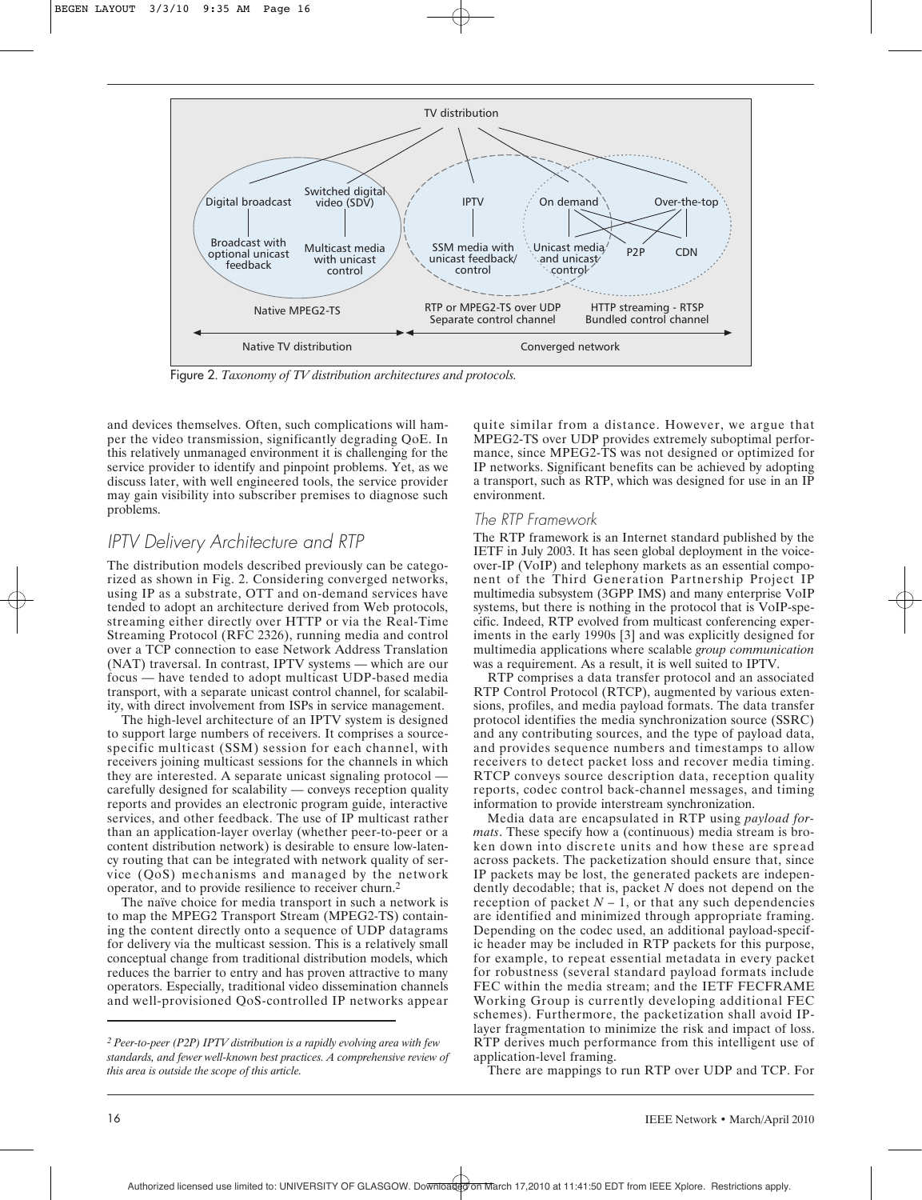TV distribution

Digital broadcast

Switched digital video (SDV)

IPTV

On demand

Over-the-top

Broadcast with optional unicast feedback

Multicast media with unicast control

SSM media with unicast feedback/control

Unicast media and unicast control

P2P

CDN

Native MPEG2-TS

RTP or MPEG2-TS over UDP
Separate control channel

HTTP streaming - RTSP
Bundled control channel

Native TV distribution

Converged network

Figure 2. *Taxonomy of TV distribution architectures and protocols.*

and devices themselves. Often, such complications will hamper the video transmission, significantly degrading QoE. In this relatively unmanaged environment it is challenging for the service provider to identify and pinpoint problems. Yet, as we discuss later, with well engineered tools, the service provider may gain visibility into subscriber premises to diagnose such problems.

## IPTV Delivery Architecture and RTP

The distribution models described previously can be categorized as shown in Fig. 2. Considering converged networks, using IP as a substrate, OTT and on-demand services have tended to adopt an architecture derived from Web protocols, streaming either directly over HTTP or via the Real-Time Streaming Protocol (RFC 2326), running media and control over a TCP connection to ease Network Address Translation (NAT) traversal. In contrast, IPTV systems — which are our focus — have tended to adopt multicast UDP-based media transport, with a separate unicast control channel, for scalability, with direct involvement from ISPs in service management.

The high-level architecture of an IPTV system is designed to support large numbers of receivers. It comprises a source-specific multicast (SSM) session for each channel, with receivers joining multicast sessions for the channels in which they are interested. A separate unicast signaling protocol — carefully designed for scalability — conveys reception quality reports and provides an electronic program guide, interactive services, and other feedback. The use of IP multicast rather than an application-layer overlay (whether peer-to-peer or a content distribution network) is desirable to ensure low-latency routing that can be integrated with network quality of service (QoS) mechanisms and managed by the network operator, and to provide resilience to receiver churn.[2]

The naïve choice for media transport in such a network is to map the MPEG2 Transport Stream (MPEG2-TS) containing the content directly onto a sequence of UDP datagrams for delivery via the multicast session. This is a relatively small conceptual change from traditional distribution models, which reduces the barrier to entry and has proven attractive to many operators. Especially, traditional video dissemination channels and well-provisioned QoS-controlled IP networks appear quite similar from a distance. However, we argue that MPEG2-TS over UDP provides extremely suboptimal performance, since MPEG2-TS was not designed or optimized for IP networks. Significant benefits can be achieved by adopting a transport, such as RTP, which was designed for use in an IP environment.

### The RTP Framework

The RTP framework is an Internet standard published by the IETF in July 2003. It has seen global deployment in the voice-over-IP (VoIP) and telephony markets as an essential component of the Third Generation Partnership Project IP multimedia subsystem (3GPP IMS) and many enterprise VoIP systems, but there is nothing in the protocol that is VoIP-specific. Indeed, RTP evolved from multicast conferencing experiments in the early 1990s [3] and was explicitly designed for multimedia applications where scalable *group communication* was a requirement. As a result, it is well suited to IPTV.

RTP comprises a data transfer protocol and an associated RTP Control Protocol (RTCP), augmented by various extensions, profiles, and media payload formats. The data transfer protocol identifies the media synchronization source (SSRC) and any contributing sources, and the type of payload data, and provides sequence numbers and timestamps to allow receivers to detect packet loss and recover media timing. RTCP conveys source description data, reception quality reports, codec control back-channel messages, and timing information to provide interstream synchronization.

Media data are encapsulated in RTP using *payload formats*. These specify how a (continuous) media stream is broken down into discrete units and how these are spread across packets. The packetization should ensure that, since IP packets may be lost, the generated packets are independently decodable; that is, packet $N$ does not depend on the reception of packet $N - 1$, or that any such dependencies are identified and minimized through appropriate framing. Depending on the codec used, an additional payload-specific header may be included in RTP packets for this purpose, for example, to repeat essential metadata in every packet for robustness (several standard payload formats include FEC within the media stream; and the IETF FECFRAME Working Group is currently developing additional FEC schemes). Furthermore, the packetization shall avoid IP-layer fragmentation to minimize the risk and impact of loss. RTP derives much performance from this intelligent use of application-level framing.

There are mappings to run RTP over UDP and TCP. For

[2] *Peer-to-peer (P2P) IPTV distribution is a rapidly evolving area with few standards, and fewer well-known best practices. A comprehensive review of this area is outside the scope of this article.*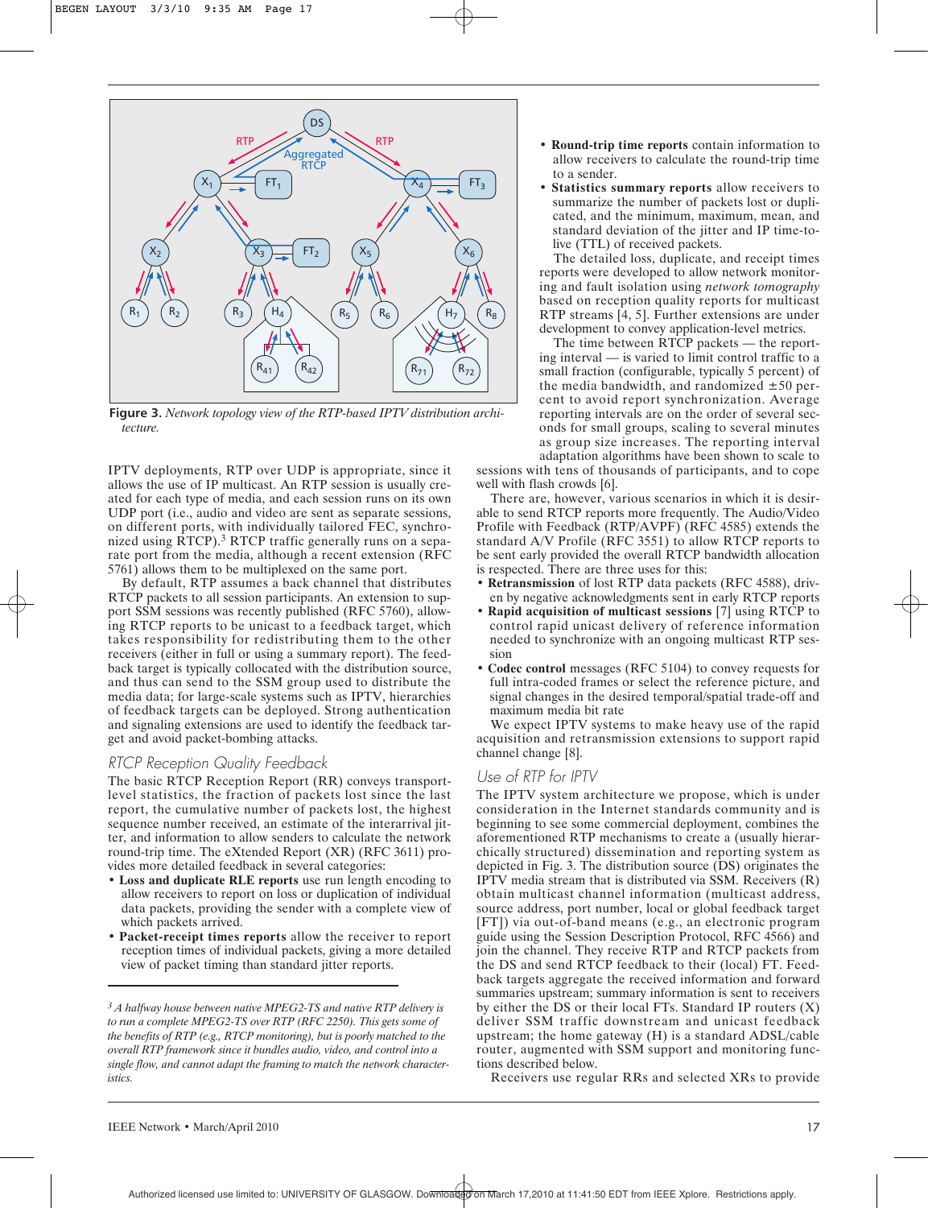Figure 3. *Network topology view of the RTP-based IPTV distribution architecture.*

IPTV deployments, RTP over UDP is appropriate, since it allows the use of IP multicast. An RTP session is usually created for each type of media, and each session runs on its own UDP port (i.e., audio and video are sent as separate sessions, on different ports, with individually tailored FEC, synchronized using RTCP).[3] RTCP traffic generally runs on a separate port from the media, although a recent extension (RFC 5761) allows them to be multiplexed on the same port.

By default, RTP assumes a back channel that distributes RTCP packets to all session participants. An extension to support SSM sessions was recently published (RFC 5760), allowing RTCP reports to be unicast to a feedback target, which takes responsibility for redistributing them to the other receivers (either in full or using a summary report). The feedback target is typically collocated with the distribution source, and thus can send to the SSM group used to distribute the media data; for large-scale systems such as IPTV, hierarchies of feedback targets can be deployed. Strong authentication and signaling extensions are used to identify the feedback target and avoid packet-bombing attacks.

## RTCP Reception Quality Feedback

The basic RTCP Reception Report (RR) conveys transport-level statistics, the fraction of packets lost since the last report, the cumulative number of packets lost, the highest sequence number received, an estimate of the interarrival jitter, and information to allow senders to calculate the network round-trip time. The eXtended Report (XR) (RFC 3611) provides more detailed feedback in several categories:

- **Loss and duplicate RLE reports** use run length encoding to allow receivers to report on loss or duplication of individual data packets, providing the sender with a complete view of which packets arrived.
- **Packet-receipt times reports** allow the receiver to report reception times of individual packets, giving a more detailed view of packet timing than standard jitter reports.
- **Round-trip time reports** contain information to allow receivers to calculate the round-trip time to a sender.
- **Statistics summary reports** allow receivers to summarize the number of packets lost or duplicated, and the minimum, maximum, mean, and standard deviation of the jitter and IP time-to-live (TTL) of received packets.

The detailed loss, duplicate, and receipt times reports were developed to allow network monitoring and fault isolation using *network tomography* based on reception quality reports for multicast RTP streams [4, 5]. Further extensions are under development to convey application-level metrics.

The time between RTCP packets — the reporting interval — is varied to limit control traffic to a small fraction (configurable, typically 5 percent) of the media bandwidth, and randomized ±50 percent to avoid report synchronization. Average reporting intervals are on the order of several seconds for small groups, scaling to several minutes as group size increases. The reporting interval adaptation algorithms have been shown to scale to sessions with tens of thousands of participants, and to cope well with flash crowds [6].

There are, however, various scenarios in which it is desirable to send RTCP reports more frequently. The Audio/Video Profile with Feedback (RTP/AVPF) (RFC 4585) extends the standard A/V Profile (RFC 3551) to allow RTCP reports to be sent early provided the overall RTCP bandwidth allocation is respected. There are three uses for this:

- **Retransmission** of lost RTP data packets (RFC 4588), driven by negative acknowledgments sent in early RTCP reports
- **Rapid acquisition of multicast sessions** [7] using RTCP to control rapid unicast delivery of reference information needed to synchronize with an ongoing multicast RTP session
- **Codec control** messages (RFC 5104) to convey requests for full intra-coded frames or select the reference picture, and signal changes in the desired temporal/spatial trade-off and maximum media bit rate

We expect IPTV systems to make heavy use of the rapid acquisition and retransmission extensions to support rapid channel change [8].

## Use of RTP for IPTV

The IPTV system architecture we propose, which is under consideration in the Internet standards community and is beginning to see some commercial deployment, combines the aforementioned RTP mechanisms to create a (usually hierarchically structured) dissemination and reporting system as depicted in Fig. 3. The distribution source (DS) originates the IPTV media stream that is distributed via SSM. Receivers (R) obtain multicast channel information (multicast address, source address, port number, local or global feedback target [FT]) via out-of-band means (e.g., an electronic program guide using the Session Description Protocol, RFC 4566) and join the channel. They receive RTP and RTCP packets from the DS and send RTCP feedback to their (local) FT. Feedback targets aggregate the received information and forward summaries upstream; summary information is sent to receivers by either the DS or their local FTs. Standard IP routers (X) deliver SSM traffic downstream and unicast feedback upstream; the home gateway (H) is a standard ADSL/cable router, augmented with SSM support and monitoring functions described below.

Receivers use regular RRs and selected XRs to provide

---

[3] *A halfway house between native MPEG2-TS and native RTP delivery is to run a complete MPEG2-TS over RTP (RFC 2250). This gets some of the benefits of RTP (e.g., RTCP monitoring), but is poorly matched to the overall RTP framework since it bundles audio, video, and control into a single flow, and cannot adapt the framing to match the network characteristics.*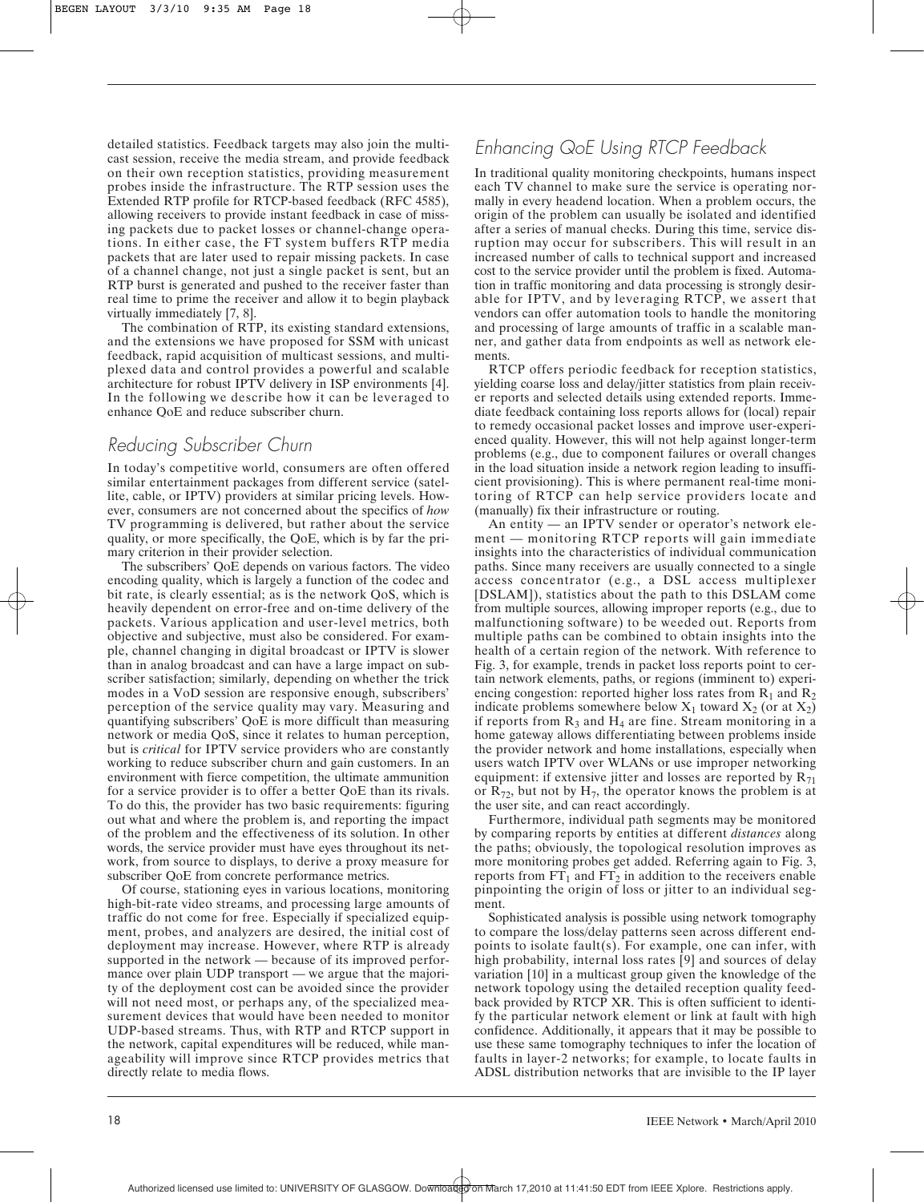detailed statistics. Feedback targets may also join the multicast session, receive the media stream, and provide feedback on their own reception statistics, providing measurement probes inside the infrastructure. The RTP session uses the Extended RTP profile for RTCP-based feedback (RFC 4585), allowing receivers to provide instant feedback in case of missing packets due to packet losses or channel-change operations. In either case, the FT system buffers RTP media packets that are later used to repair missing packets. In case of a channel change, not just a single packet is sent, but an RTP burst is generated and pushed to the receiver faster than real time to prime the receiver and allow it to begin playback virtually immediately [7, 8].

The combination of RTP, its existing standard extensions, and the extensions we have proposed for SSM with unicast feedback, rapid acquisition of multicast sessions, and multiplexed data and control provides a powerful and scalable architecture for robust IPTV delivery in ISP environments [4]. In the following we describe how it can be leveraged to enhance QoE and reduce subscriber churn.

## Reducing Subscriber Churn

In today's competitive world, consumers are often offered similar entertainment packages from different service (satellite, cable, or IPTV) providers at similar pricing levels. However, consumers are not concerned about the specifics of *how* TV programming is delivered, but rather about the service quality, or more specifically, the QoE, which is by far the primary criterion in their provider selection.

The subscribers' QoE depends on various factors. The video encoding quality, which is largely a function of the codec and bit rate, is clearly essential; as is the network QoS, which is heavily dependent on error-free and on-time delivery of the packets. Various application and user-level metrics, both objective and subjective, must also be considered. For example, channel changing in digital broadcast or IPTV is slower than in analog broadcast and can have a large impact on subscriber satisfaction; similarly, depending on whether the trick modes in a VoD session are responsive enough, subscribers' perception of the service quality may vary. Measuring and quantifying subscribers' QoE is more difficult than measuring network or media QoS, since it relates to human perception, but is *critical* for IPTV service providers who are constantly working to reduce subscriber churn and gain customers. In an environment with fierce competition, the ultimate ammunition for a service provider is to offer a better QoE than its rivals. To do this, the provider has two basic requirements: figuring out what and where the problem is, and reporting the impact of the problem and the effectiveness of its solution. In other words, the service provider must have eyes throughout its network, from source to displays, to derive a proxy measure for subscriber QoE from concrete performance metrics.

Of course, stationing eyes in various locations, monitoring high-bit-rate video streams, and processing large amounts of traffic do not come for free. Especially if specialized equipment, probes, and analyzers are desired, the initial cost of deployment may increase. However, where RTP is already supported in the network — because of its improved performance over plain UDP transport — we argue that the majority of the deployment cost can be avoided since the provider will not need most, or perhaps any, of the specialized measurement devices that would have been needed to monitor UDP-based streams. Thus, with RTP and RTCP support in the network, capital expenditures will be reduced, while manageability will improve since RTCP provides metrics that directly relate to media flows.

## Enhancing QoE Using RTCP Feedback

In traditional quality monitoring checkpoints, humans inspect each TV channel to make sure the service is operating normally in every headend location. When a problem occurs, the origin of the problem can usually be isolated and identified after a series of manual checks. During this time, service disruption may occur for subscribers. This will result in an increased number of calls to technical support and increased cost to the service provider until the problem is fixed. Automation in traffic monitoring and data processing is strongly desirable for IPTV, and by leveraging RTCP, we assert that vendors can offer automation tools to handle the monitoring and processing of large amounts of traffic in a scalable manner, and gather data from endpoints as well as network elements.

RTCP offers periodic feedback for reception statistics, yielding coarse loss and delay/jitter statistics from plain receiver reports and selected details using extended reports. Immediate feedback containing loss reports allows for (local) repair to remedy occasional packet losses and improve user-experienced quality. However, this will not help against longer-term problems (e.g., due to component failures or overall changes in the load situation inside a network region leading to insufficient provisioning). This is where permanent real-time monitoring of RTCP can help service providers locate and (manually) fix their infrastructure or routing.

An entity — an IPTV sender or operator's network element — monitoring RTCP reports will gain immediate insights into the characteristics of individual communication paths. Since many receivers are usually connected to a single access concentrator (e.g., a DSL access multiplexer [DSLAM]), statistics about the path to this DSLAM come from multiple sources, allowing improper reports (e.g., due to malfunctioning software) to be weeded out. Reports from multiple paths can be combined to obtain insights into the health of a certain region of the network. With reference to Fig. 3, for example, trends in packet loss reports point to certain network elements, paths, or regions (imminent to) experiencing congestion: reported higher loss rates from $R_1$ and $R_2$ indicate problems somewhere below $X_1$ toward $X_2$ (or at $X_2$) if reports from $R_3$ and $H_4$ are fine. Stream monitoring in a home gateway allows differentiating between problems inside the provider network and home installations, especially when users watch IPTV over WLANs or use improper networking equipment: if extensive jitter and losses are reported by $R_{71}$ or $R_{72}$, but not by $H_7$, the operator knows the problem is at the user site, and can react accordingly.

Furthermore, individual path segments may be monitored by comparing reports by entities at different *distances* along the paths; obviously, the topological resolution improves as more monitoring probes get added. Referring again to Fig. 3, reports from $FT_1$ and $FT_2$ in addition to the receivers enable pinpointing the origin of loss or jitter to an individual segment.

Sophisticated analysis is possible using network tomography to compare the loss/delay patterns seen across different endpoints to isolate fault(s). For example, one can infer, with high probability, internal loss rates [9] and sources of delay variation [10] in a multicast group given the knowledge of the network topology using the detailed reception quality feedback provided by RTCP XR. This is often sufficient to identify the particular network element or link at fault with high confidence. Additionally, it appears that it may be possible to use these same tomography techniques to infer the location of faults in layer-2 networks; for example, to locate faults in ADSL distribution networks that are invisible to the IP layer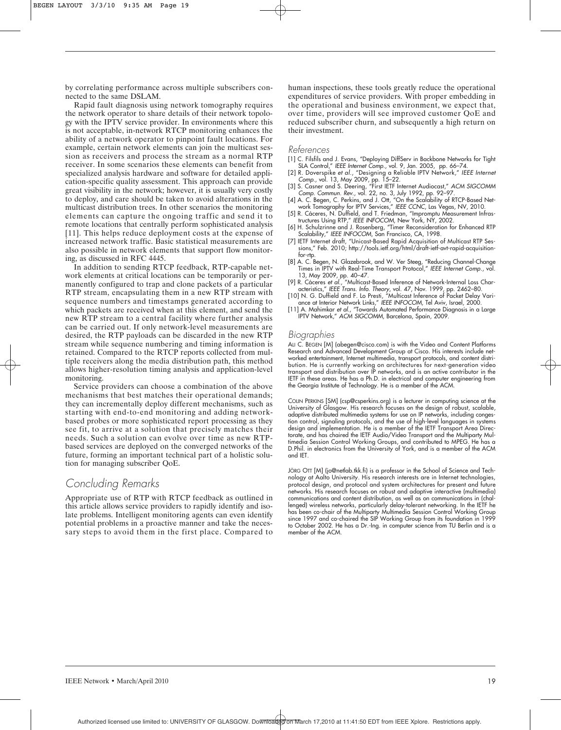by correlating performance across multiple subscribers connected to the same DSLAM.

Rapid fault diagnosis using network tomography requires the network operator to share details of their network topology with the IPTV service provider. In environments where this is not acceptable, in-network RTCP monitoring enhances the ability of a network operator to pinpoint fault locations. For example, certain network elements can join the multicast session as receivers and process the stream as a normal RTP receiver. In some scenarios these elements can benefit from specialized analysis hardware and software for detailed application-specific quality assessment. This approach can provide great visibility in the network; however, it is usually very costly to deploy, and care should be taken to avoid alterations in the multicast distribution trees. In other scenarios the monitoring elements can capture the ongoing traffic and send it to remote locations that centrally perform sophisticated analysis [11]. This helps reduce deployment costs at the expense of increased network traffic. Basic statistical measurements are also possible in network elements that support flow monitoring, as discussed in RFC 4445.

In addition to sending RTCP feedback, RTP-capable network elements at critical locations can be temporarily or permanently configured to trap and clone packets of a particular RTP stream, encapsulating them in a new RTP stream with sequence numbers and timestamps generated according to which packets are received when at this element, and send the new RTP stream to a central facility where further analysis can be carried out. If only network-level measurements are desired, the RTP payloads can be discarded in the new RTP stream while sequence numbering and timing information is retained. Compared to the RTCP reports collected from multiple receivers along the media distribution path, this method allows higher-resolution timing analysis and application-level monitoring.

Service providers can choose a combination of the above mechanisms that best matches their operational demands; they can incrementally deploy different mechanisms, such as starting with end-to-end monitoring and adding network-based probes or more sophisticated report processing as they see fit, to arrive at a solution that precisely matches their needs. Such a solution can evolve over time as new RTP-based services are deployed on the converged networks of the future, forming an important technical part of a holistic solution for managing subscriber QoE.

## Concluding Remarks

Appropriate use of RTP with RTCP feedback as outlined in this article allows service providers to rapidly identify and isolate problems. Intelligent monitoring agents can even identify potential problems in a proactive manner and take the necessary steps to avoid them in the first place. Compared to human inspections, these tools greatly reduce the operational expenditures of service providers. With proper embedding in the operational and business environment, we expect that, over time, providers will see improved customer QoE and reduced subscriber churn, and subsequently a high return on their investment.

## References

[1] C. Filsfils and J. Evans, "Deploying DiffServ in Backbone Networks for Tight SLA Control," *IEEE Internet Comp.*, vol. 9, Jan. 2005, pp. 66–74.

[2] R. Doverspike *et al.*, "Designing a Reliable IPTV Network," *IEEE Internet Comp.*, vol. 13, May 2009, pp. 15–22.

[3] S. Casner and S. Deering, "First IETF Internet Audiocast," *ACM SIGCOMM Comp. Commun. Rev.*, vol. 22, no. 3, July 1992, pp. 92–97.

[4] A. C. Begen, C. Perkins, and J. Ott, "On the Scalability of RTCP-Based Network Tomography for IPTV Services," *IEEE CCNC*, Las Vegas, NV, 2010.

[5] R. Cáceres, N. Duffield, and T. Friedman, "Impromptu Measurement Infrastructures Using RTP," *IEEE INFOCOM*, New York, NY, 2002.

[6] H. Schulzrinne and J. Rosenberg, "Timer Reconsideration for Enhanced RTP Scalability," *IEEE INFOCOM*, San Francisco, CA, 1998.

[7] IETF Internet draft, "Unicast-Based Rapid Acquisition of Multicast RTP Sessions," Feb. 2010; http://tools.ietf.org/html/draft-ietf-avt-rapid-acquisition-for-rtp.

[8] A. C. Begen, N. Glazebrook, and W. Ver Steeg, "Reducing Channel-Change Times in IPTV with Real-Time Transport Protocol," *IEEE Internet Comp.*, vol. 13, May 2009, pp. 40–47.

[9] R. Cáceres *et al.*, "Multicast-Based Inference of Network-Internal Loss Characteristics," *IEEE Trans. Info. Theory*, vol. 47, Nov. 1999, pp. 2462–80.

[10] N. G. Duffield and F. Lo Presti, "Multicast Inference of Packet Delay Variance at Interior Network Links," *IEEE INFOCOM*, Tel Aviv, Israel, 2000.

[11] A. Mahimkar *et al.*, "Towards Automated Performance Diagnosis in a Large IPTV Network," *ACM SIGCOMM*, Barcelona, Spain, 2009.

## Biographies

ALI C. BEGEN [M] (abegen@cisco.com) is with the Video and Content Platforms Research and Advanced Development Group at Cisco. His interests include networked entertainment, Internet multimedia, transport protocols, and content distribution. He is currently working on architectures for next-generation video transport and distribution over IP networks, and is an active contributor in the IETF in these areas. He has a Ph.D. in electrical and computer engineering from the Georgia Institute of Technology. He is a member of the ACM.

COLIN PERKINS [SM] (csp@csperkins.org) is a lecturer in computing science at the University of Glasgow. His research focuses on the design of robust, scalable, adaptive distributed multimedia systems for use on IP networks, including congestion control, signaling protocols, and the use of high-level languages in systems design and implementation. He is a member of the IETF Transport Area Directorate, and has chaired the IETF Audio/Video Transport and the Multiparty Multimedia Session Control Working Groups, and contributed to MPEG. He has a D.Phil. in electronics from the University of York, and is a member of the ACM and IET.

JÖRG OTT [M] (jo@netlab.tkk.fi) is a professor in the School of Science and Technology at Aalto University. His research interests are in Internet technologies, protocol design, and protocol and system architectures for present and future networks. His research focuses on robust and adaptive interactive (multimedia) communications and content distribution, as well as on communications in (challenged) wireless networks, particularly delay-tolerant networking. In the IETF he has been co-chair of the Multiparty Multimedia Session Control Working Group since 1997 and co-chaired the SIP Working Group from its foundation in 1999 to October 2002. He has a Dr.-Ing. in computer science from TU Berlin and is a member of the ACM.